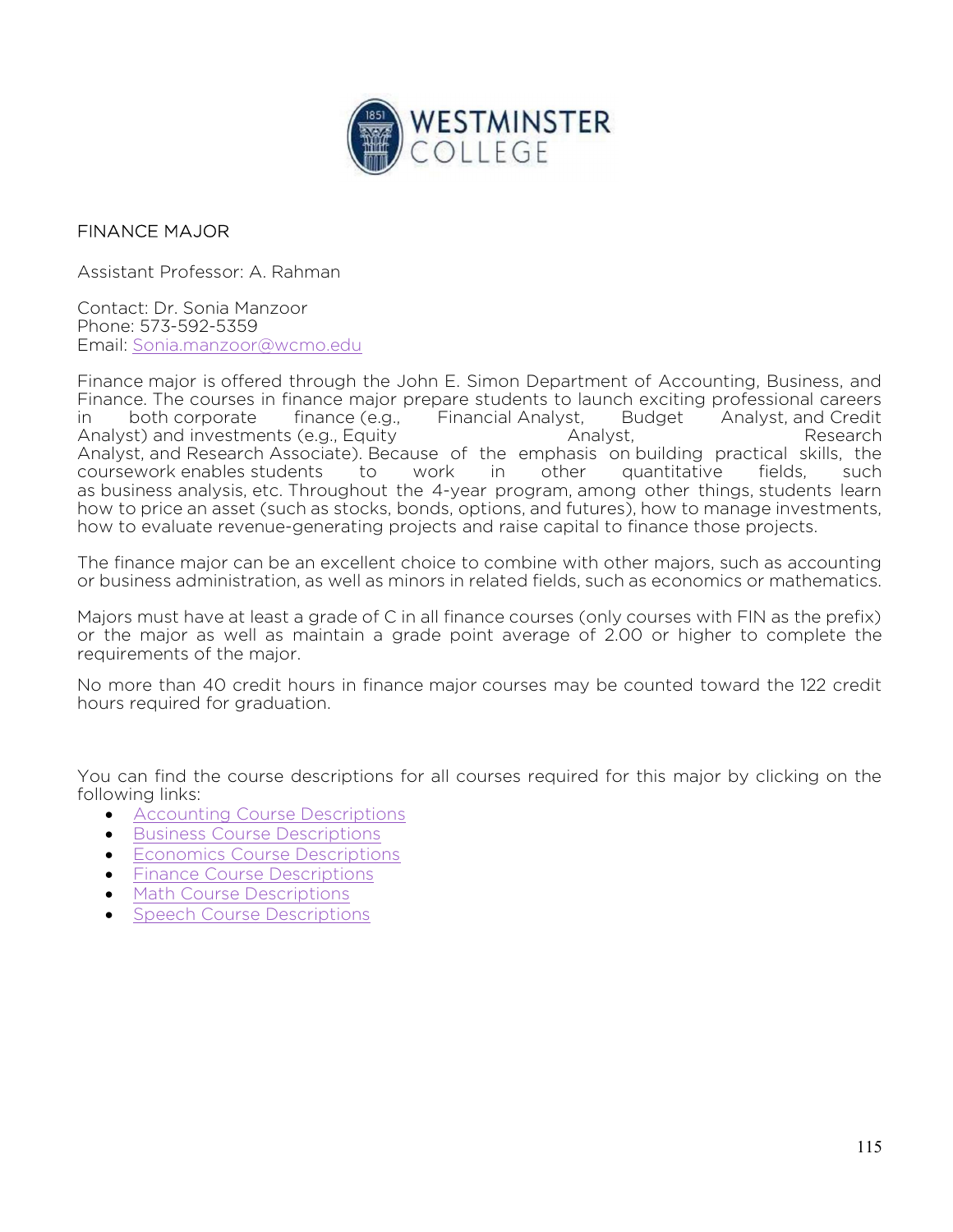# FINANCE MAJOR

Assistant Professor: A. Rahman

Contact: Dr. Sonia Manzoor
Phone: 573-592-5359
Email: [Sonia.manzoor@wcmo.edu](mailto:Sonia.manzoor@wcmo.edu)

Finance major is offered through the John E. Simon Department of Accounting, Business, and Finance. The courses in finance major prepare students to launch exciting professional careers in both corporate finance (e.g., Financial Analyst, Budget Analyst, and Credit Analyst) and investments (e.g., Equity Analyst, Research Analyst, and Research Associate). Because of the emphasis on building practical skills, the coursework enables students to work in other quantitative fields, such as business analysis, etc. Throughout the 4-year program, among other things, students learn how to price an asset (such as stocks, bonds, options, and futures), how to manage investments, how to evaluate revenue-generating projects and raise capital to finance those projects.

The finance major can be an excellent choice to combine with other majors, such as accounting or business administration, as well as minors in related fields, such as economics or mathematics.

Majors must have at least a grade of C in all finance courses (only courses with FIN as the prefix) or the major as well as maintain a grade point average of 2.00 or higher to complete the requirements of the major.

No more than 40 credit hours in finance major courses may be counted toward the 122 credit hours required for graduation.

You can find the course descriptions for all courses required for this major by clicking on the following links:

- Accounting Course Descriptions
- Business Course Descriptions
- Economics Course Descriptions
- Finance Course Descriptions
- Math Course Descriptions
- Speech Course Descriptions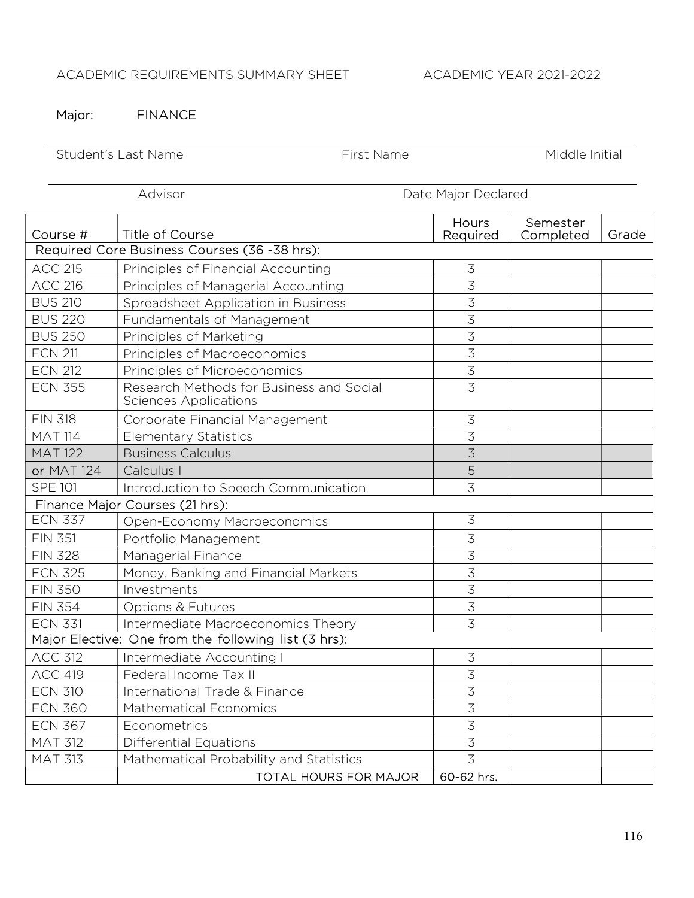ACADEMIC REQUIREMENTS SUMMARY SHEET ACADEMIC YEAR 2021-2022

Major: FINANCE

Student's Last Name First Name Middle Initial

Advisor Date Major Declared

| Course # | Title of Course | Hours Required | Semester Completed | Grade |
|---|---|---|---|---|
| Required Core Business Courses (36 -38 hrs): | | | | |
| ACC 215 | Principles of Financial Accounting | 3 | | |
| ACC 216 | Principles of Managerial Accounting | 3 | | |
| BUS 210 | Spreadsheet Application in Business | 3 | | |
| BUS 220 | Fundamentals of Management | 3 | | |
| BUS 250 | Principles of Marketing | 3 | | |
| ECN 211 | Principles of Macroeconomics | 3 | | |
| ECN 212 | Principles of Microeconomics | 3 | | |
| ECN 355 | Research Methods for Business and Social Sciences Applications | 3 | | |
| FIN 318 | Corporate Financial Management | 3 | | |
| MAT 114 | Elementary Statistics | 3 | | |
| MAT 122 | Business Calculus | 3 | | |
| or MAT 124 | Calculus I | 5 | | |
| SPE 101 | Introduction to Speech Communication | 3 | | |
| Finance Major Courses (21 hrs): | | | | |
| ECN 337 | Open-Economy Macroeconomics | 3 | | |
| FIN 351 | Portfolio Management | 3 | | |
| FIN 328 | Managerial Finance | 3 | | |
| ECN 325 | Money, Banking and Financial Markets | 3 | | |
| FIN 350 | Investments | 3 | | |
| FIN 354 | Options & Futures | 3 | | |
| ECN 331 | Intermediate Macroeconomics Theory | 3 | | |
| Major Elective: One from the following list (3 hrs): | | | | |
| ACC 312 | Intermediate Accounting I | 3 | | |
| ACC 419 | Federal Income Tax II | 3 | | |
| ECN 310 | International Trade & Finance | 3 | | |
| ECN 360 | Mathematical Economics | 3 | | |
| ECN 367 | Econometrics | 3 | | |
| MAT 312 | Differential Equations | 3 | | |
| MAT 313 | Mathematical Probability and Statistics | 3 | | |
| | TOTAL HOURS FOR MAJOR | 60-62 hrs. | | |